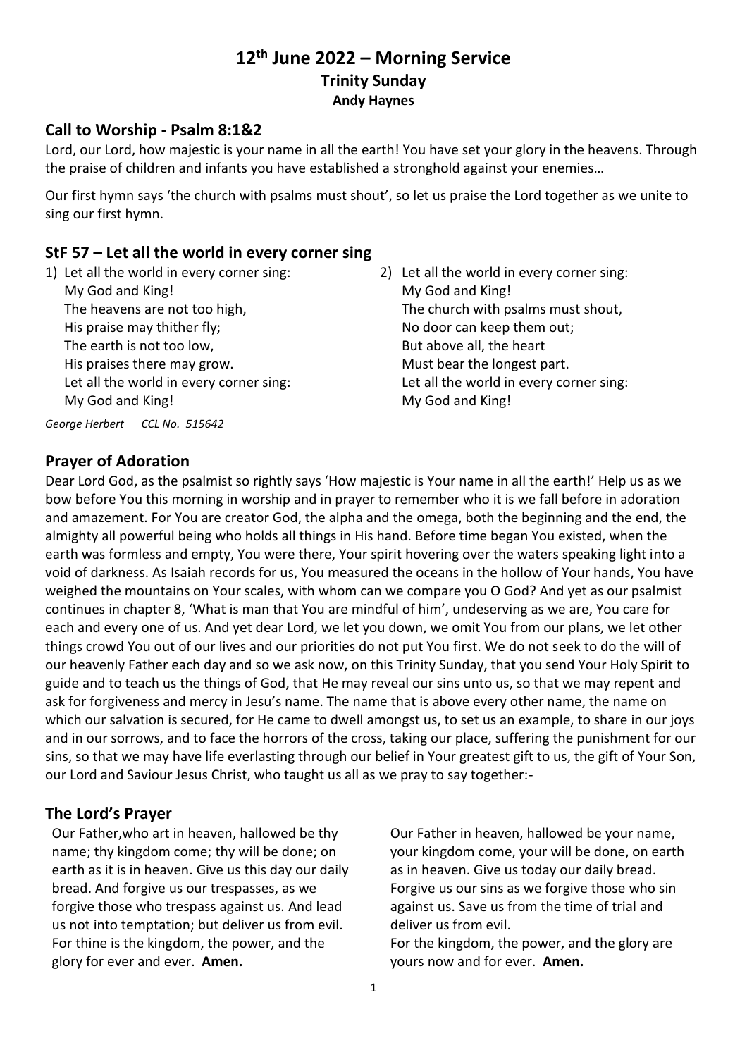# 12th June 2022 – Morning Service
## Trinity Sunday
### Andy Haynes

## Call to Worship - Psalm 8:1&2

Lord, our Lord, how majestic is your name in all the earth! You have set your glory in the heavens. Through the praise of children and infants you have established a stronghold against your enemies…

Our first hymn says 'the church with psalms must shout', so let us praise the Lord together as we unite to sing our first hymn.

## StF 57 – Let all the world in every corner sing

1) Let all the world in every corner sing:
   My God and King!
   The heavens are not too high,
   His praise may thither fly;
   The earth is not too low,
   His praises there may grow.
   Let all the world in every corner sing:
   My God and King!

2) Let all the world in every corner sing:
   My God and King!
   The church with psalms must shout,
   No door can keep them out;
   But above all, the heart
   Must bear the longest part.
   Let all the world in every corner sing:
   My God and King!

*George Herbert     CCL No. 515642*

## Prayer of Adoration

Dear Lord God, as the psalmist so rightly says 'How majestic is Your name in all the earth!' Help us as we bow before You this morning in worship and in prayer to remember who it is we fall before in adoration and amazement. For You are creator God, the alpha and the omega, both the beginning and the end, the almighty all powerful being who holds all things in His hand. Before time began You existed, when the earth was formless and empty, You were there, Your spirit hovering over the waters speaking light into a void of darkness. As Isaiah records for us, You measured the oceans in the hollow of Your hands, You have weighed the mountains on Your scales, with whom can we compare you O God? And yet as our psalmist continues in chapter 8, 'What is man that You are mindful of him', undeserving as we are, You care for each and every one of us. And yet dear Lord, we let you down, we omit You from our plans, we let other things crowd You out of our lives and our priorities do not put You first. We do not seek to do the will of our heavenly Father each day and so we ask now, on this Trinity Sunday, that you send Your Holy Spirit to guide and to teach us the things of God, that He may reveal our sins unto us, so that we may repent and ask for forgiveness and mercy in Jesu's name. The name that is above every other name, the name on which our salvation is secured, for He came to dwell amongst us, to set us an example, to share in our joys and in our sorrows, and to face the horrors of the cross, taking our place, suffering the punishment for our sins, so that we may have life everlasting through our belief in Your greatest gift to us, the gift of Your Son, our Lord and Saviour Jesus Christ, who taught us all as we pray to say together:-

## The Lord's Prayer

Our Father,who art in heaven, hallowed be thy name; thy kingdom come; thy will be done; on earth as it is in heaven. Give us this day our daily bread. And forgive us our trespasses, as we forgive those who trespass against us. And lead us not into temptation; but deliver us from evil. For thine is the kingdom, the power, and the glory for ever and ever. **Amen.**

Our Father in heaven, hallowed be your name, your kingdom come, your will be done, on earth as in heaven. Give us today our daily bread. Forgive us our sins as we forgive those who sin against us. Save us from the time of trial and deliver us from evil.
For the kingdom, the power, and the glory are yours now and for ever. **Amen.**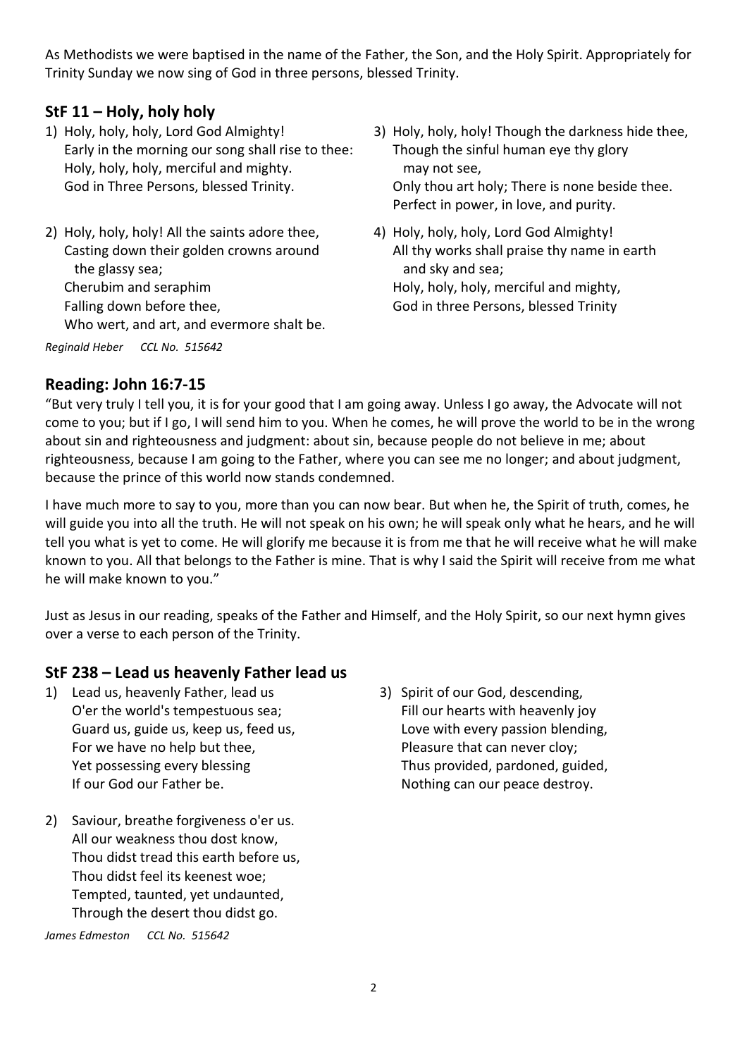As Methodists we were baptised in the name of the Father, the Son, and the Holy Spirit. Appropriately for Trinity Sunday we now sing of God in three persons, blessed Trinity.

## StF 11 – Holy, holy holy

1) Holy, holy, holy, Lord God Almighty!
   Early in the morning our song shall rise to thee:
   Holy, holy, holy, merciful and mighty.
   God in Three Persons, blessed Trinity.

2) Holy, holy, holy! All the saints adore thee,
   Casting down their golden crowns around
   the glassy sea;
   Cherubim and seraphim
   Falling down before thee,
   Who wert, and art, and evermore shalt be.

3) Holy, holy, holy! Though the darkness hide thee,
   Though the sinful human eye thy glory
   may not see,
   Only thou art holy; There is none beside thee.
   Perfect in power, in love, and purity.

4) Holy, holy, holy, Lord God Almighty!
   All thy works shall praise thy name in earth
   and sky and sea;
   Holy, holy, holy, merciful and mighty,
   God in three Persons, blessed Trinity

*Reginald Heber CCL No. 515642*

## Reading: John 16:7-15

"But very truly I tell you, it is for your good that I am going away. Unless I go away, the Advocate will not come to you; but if I go, I will send him to you. When he comes, he will prove the world to be in the wrong about sin and righteousness and judgment: about sin, because people do not believe in me; about righteousness, because I am going to the Father, where you can see me no longer; and about judgment, because the prince of this world now stands condemned.

I have much more to say to you, more than you can now bear. But when he, the Spirit of truth, comes, he will guide you into all the truth. He will not speak on his own; he will speak only what he hears, and he will tell you what is yet to come. He will glorify me because it is from me that he will receive what he will make known to you. All that belongs to the Father is mine. That is why I said the Spirit will receive from me what he will make known to you."

Just as Jesus in our reading, speaks of the Father and Himself, and the Holy Spirit, so our next hymn gives over a verse to each person of the Trinity.

## StF 238 – Lead us heavenly Father lead us

1) Lead us, heavenly Father, lead us
   O'er the world's tempestuous sea;
   Guard us, guide us, keep us, feed us,
   For we have no help but thee,
   Yet possessing every blessing
   If our God our Father be.

2) Saviour, breathe forgiveness o'er us.
   All our weakness thou dost know,
   Thou didst tread this earth before us,
   Thou didst feel its keenest woe;
   Tempted, taunted, yet undaunted,
   Through the desert thou didst go.

3) Spirit of our God, descending,
   Fill our hearts with heavenly joy
   Love with every passion blending,
   Pleasure that can never cloy;
   Thus provided, pardoned, guided,
   Nothing can our peace destroy.

*James Edmeston CCL No. 515642*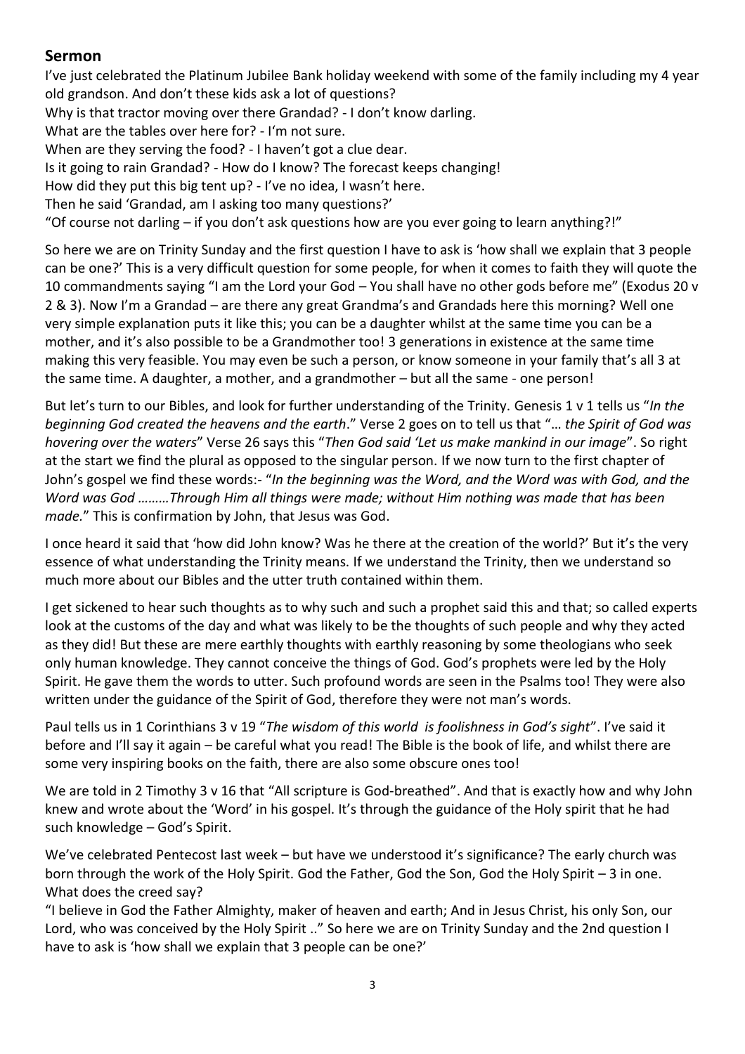## Sermon

I've just celebrated the Platinum Jubilee Bank holiday weekend with some of the family including my 4 year old grandson. And don't these kids ask a lot of questions?

Why is that tractor moving over there Grandad? - I don't know darling.

What are the tables over here for? - I'm not sure.

When are they serving the food? - I haven't got a clue dear.

Is it going to rain Grandad? - How do I know? The forecast keeps changing!

How did they put this big tent up? - I've no idea, I wasn't here.

Then he said 'Grandad, am I asking too many questions?'

"Of course not darling – if you don't ask questions how are you ever going to learn anything?!"

So here we are on Trinity Sunday and the first question I have to ask is 'how shall we explain that 3 people can be one?' This is a very difficult question for some people, for when it comes to faith they will quote the 10 commandments saying "I am the Lord your God – You shall have no other gods before me" (Exodus 20 v 2 & 3). Now I'm a Grandad – are there any great Grandma's and Grandads here this morning? Well one very simple explanation puts it like this; you can be a daughter whilst at the same time you can be a mother, and it's also possible to be a Grandmother too! 3 generations in existence at the same time making this very feasible. You may even be such a person, or know someone in your family that's all 3 at the same time. A daughter, a mother, and a grandmother – but all the same - one person!

But let's turn to our Bibles, and look for further understanding of the Trinity. Genesis 1 v 1 tells us "*In the beginning God created the heavens and the earth*." Verse 2 goes on to tell us that "*… the Spirit of God was hovering over the waters*" Verse 26 says this "*Then God said 'Let us make mankind in our image*". So right at the start we find the plural as opposed to the singular person. If we now turn to the first chapter of John's gospel we find these words:- "*In the beginning was the Word, and the Word was with God, and the Word was God ………Through Him all things were made; without Him nothing was made that has been made.*" This is confirmation by John, that Jesus was God.

I once heard it said that 'how did John know? Was he there at the creation of the world?' But it's the very essence of what understanding the Trinity means. If we understand the Trinity, then we understand so much more about our Bibles and the utter truth contained within them.

I get sickened to hear such thoughts as to why such and such a prophet said this and that; so called experts look at the customs of the day and what was likely to be the thoughts of such people and why they acted as they did! But these are mere earthly thoughts with earthly reasoning by some theologians who seek only human knowledge. They cannot conceive the things of God. God's prophets were led by the Holy Spirit. He gave them the words to utter. Such profound words are seen in the Psalms too! They were also written under the guidance of the Spirit of God, therefore they were not man's words.

Paul tells us in 1 Corinthians 3 v 19 "*The wisdom of this world is foolishness in God's sight*". I've said it before and I'll say it again – be careful what you read! The Bible is the book of life, and whilst there are some very inspiring books on the faith, there are also some obscure ones too!

We are told in 2 Timothy 3 v 16 that "All scripture is God-breathed". And that is exactly how and why John knew and wrote about the 'Word' in his gospel. It's through the guidance of the Holy spirit that he had such knowledge – God's Spirit.

We've celebrated Pentecost last week – but have we understood it's significance? The early church was born through the work of the Holy Spirit. God the Father, God the Son, God the Holy Spirit – 3 in one. What does the creed say?

"I believe in God the Father Almighty, maker of heaven and earth; And in Jesus Christ, his only Son, our Lord, who was conceived by the Holy Spirit .." So here we are on Trinity Sunday and the 2nd question I have to ask is 'how shall we explain that 3 people can be one?'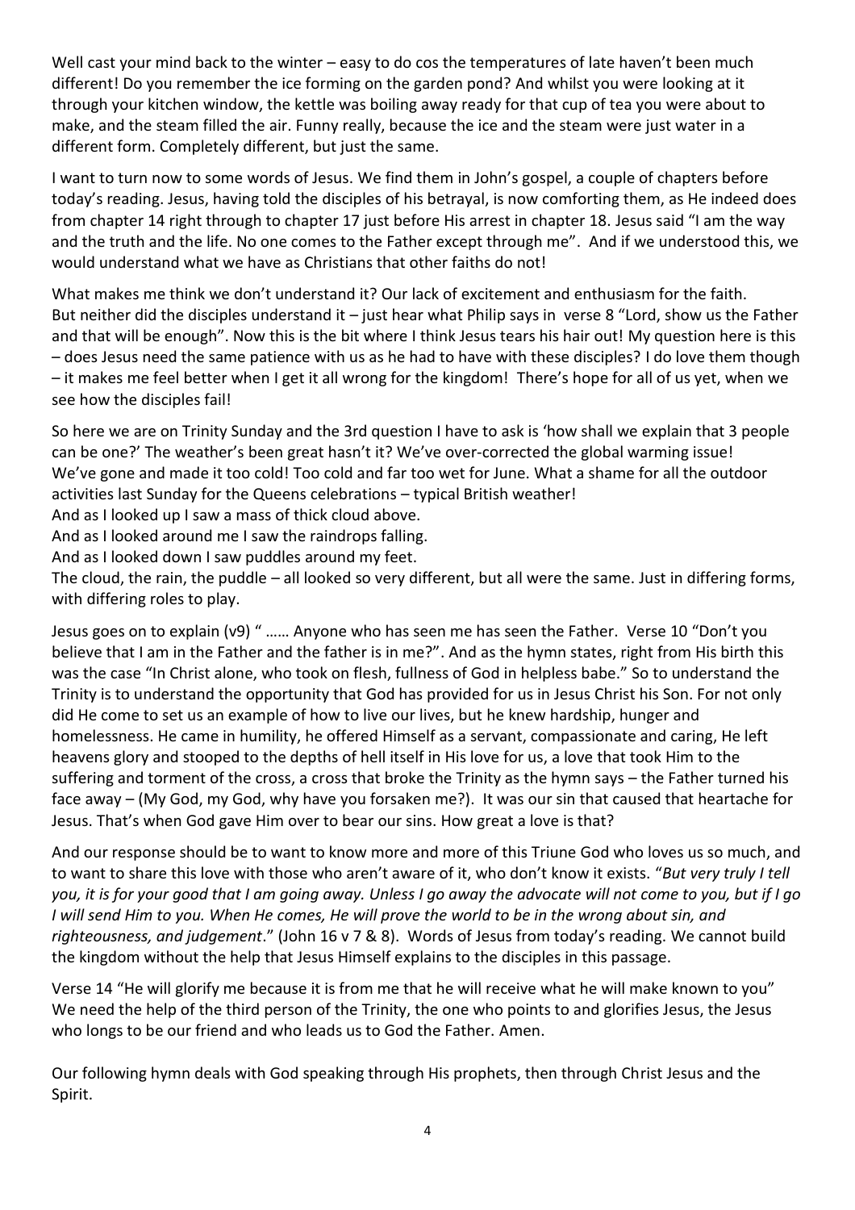Well cast your mind back to the winter – easy to do cos the temperatures of late haven't been much different! Do you remember the ice forming on the garden pond? And whilst you were looking at it through your kitchen window, the kettle was boiling away ready for that cup of tea you were about to make, and the steam filled the air. Funny really, because the ice and the steam were just water in a different form. Completely different, but just the same.

I want to turn now to some words of Jesus. We find them in John's gospel, a couple of chapters before today's reading. Jesus, having told the disciples of his betrayal, is now comforting them, as He indeed does from chapter 14 right through to chapter 17 just before His arrest in chapter 18. Jesus said "I am the way and the truth and the life. No one comes to the Father except through me". And if we understood this, we would understand what we have as Christians that other faiths do not!

What makes me think we don't understand it? Our lack of excitement and enthusiasm for the faith. But neither did the disciples understand it – just hear what Philip says in verse 8 "Lord, show us the Father and that will be enough". Now this is the bit where I think Jesus tears his hair out! My question here is this – does Jesus need the same patience with us as he had to have with these disciples? I do love them though – it makes me feel better when I get it all wrong for the kingdom! There's hope for all of us yet, when we see how the disciples fail!

So here we are on Trinity Sunday and the 3rd question I have to ask is 'how shall we explain that 3 people can be one?' The weather's been great hasn't it? We've over-corrected the global warming issue! We've gone and made it too cold! Too cold and far too wet for June. What a shame for all the outdoor activities last Sunday for the Queens celebrations – typical British weather!
And as I looked up I saw a mass of thick cloud above.
And as I looked around me I saw the raindrops falling.
And as I looked down I saw puddles around my feet.
The cloud, the rain, the puddle – all looked so very different, but all were the same. Just in differing forms, with differing roles to play.

Jesus goes on to explain (v9) " …… Anyone who has seen me has seen the Father. Verse 10 "Don't you believe that I am in the Father and the father is in me?". And as the hymn states, right from His birth this was the case "In Christ alone, who took on flesh, fullness of God in helpless babe." So to understand the Trinity is to understand the opportunity that God has provided for us in Jesus Christ his Son. For not only did He come to set us an example of how to live our lives, but he knew hardship, hunger and homelessness. He came in humility, he offered Himself as a servant, compassionate and caring, He left heavens glory and stooped to the depths of hell itself in His love for us, a love that took Him to the suffering and torment of the cross, a cross that broke the Trinity as the hymn says – the Father turned his face away – (My God, my God, why have you forsaken me?). It was our sin that caused that heartache for Jesus. That's when God gave Him over to bear our sins. How great a love is that?

And our response should be to want to know more and more of this Triune God who loves us so much, and to want to share this love with those who aren't aware of it, who don't know it exists. "*But very truly I tell you, it is for your good that I am going away. Unless I go away the advocate will not come to you, but if I go I will send Him to you. When He comes, He will prove the world to be in the wrong about sin, and righteousness, and judgement*." (John 16 v 7 & 8). Words of Jesus from today's reading. We cannot build the kingdom without the help that Jesus Himself explains to the disciples in this passage.

Verse 14 "He will glorify me because it is from me that he will receive what he will make known to you" We need the help of the third person of the Trinity, the one who points to and glorifies Jesus, the Jesus who longs to be our friend and who leads us to God the Father. Amen.

Our following hymn deals with God speaking through His prophets, then through Christ Jesus and the Spirit.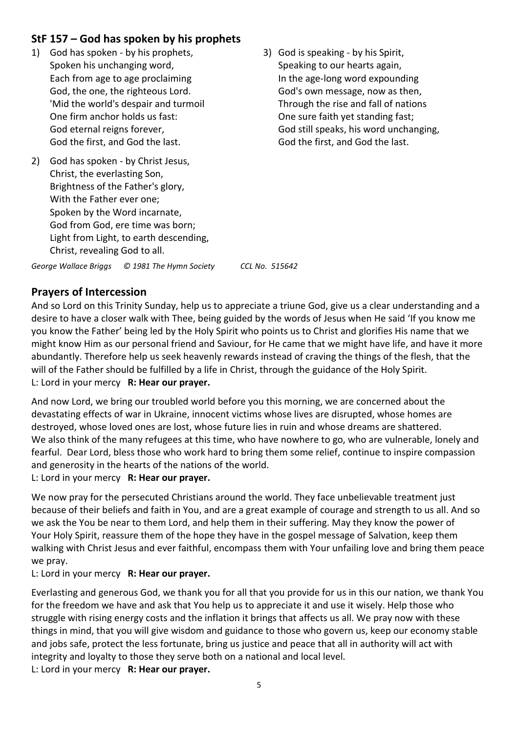## StF 157 – God has spoken by his prophets

1) God has spoken - by his prophets,
   Spoken his unchanging word,
   Each from age to age proclaiming
   God, the one, the righteous Lord.
   'Mid the world's despair and turmoil
   One firm anchor holds us fast:
   God eternal reigns forever,
   God the first, and God the last.

2) God has spoken - by Christ Jesus,
   Christ, the everlasting Son,
   Brightness of the Father's glory,
   With the Father ever one;
   Spoken by the Word incarnate,
   God from God, ere time was born;
   Light from Light, to earth descending,
   Christ, revealing God to all.

3) God is speaking - by his Spirit,
   Speaking to our hearts again,
   In the age-long word expounding
   God's own message, now as then,
   Through the rise and fall of nations
   One sure faith yet standing fast;
   God still speaks, his word unchanging,
   God the first, and God the last.

*George Wallace Briggs © 1981 The Hymn Society CCL No. 515642*

## Prayers of Intercession

And so Lord on this Trinity Sunday, help us to appreciate a triune God, give us a clear understanding and a desire to have a closer walk with Thee, being guided by the words of Jesus when He said 'If you know me you know the Father' being led by the Holy Spirit who points us to Christ and glorifies His name that we might know Him as our personal friend and Saviour, for He came that we might have life, and have it more abundantly. Therefore help us seek heavenly rewards instead of craving the things of the flesh, that the will of the Father should be fulfilled by a life in Christ, through the guidance of the Holy Spirit.
L: Lord in your mercy **R: Hear our prayer.**

And now Lord, we bring our troubled world before you this morning, we are concerned about the devastating effects of war in Ukraine, innocent victims whose lives are disrupted, whose homes are destroyed, whose loved ones are lost, whose future lies in ruin and whose dreams are shattered.
We also think of the many refugees at this time, who have nowhere to go, who are vulnerable, lonely and fearful. Dear Lord, bless those who work hard to bring them some relief, continue to inspire compassion and generosity in the hearts of the nations of the world.
L: Lord in your mercy **R: Hear our prayer.**

We now pray for the persecuted Christians around the world. They face unbelievable treatment just because of their beliefs and faith in You, and are a great example of courage and strength to us all. And so we ask the You be near to them Lord, and help them in their suffering. May they know the power of Your Holy Spirit, reassure them of the hope they have in the gospel message of Salvation, keep them walking with Christ Jesus and ever faithful, encompass them with Your unfailing love and bring them peace we pray.
L: Lord in your mercy **R: Hear our prayer.**

Everlasting and generous God, we thank you for all that you provide for us in this our nation, we thank You for the freedom we have and ask that You help us to appreciate it and use it wisely. Help those who struggle with rising energy costs and the inflation it brings that affects us all. We pray now with these things in mind, that you will give wisdom and guidance to those who govern us, keep our economy stable and jobs safe, protect the less fortunate, bring us justice and peace that all in authority will act with integrity and loyalty to those they serve both on a national and local level.
L: Lord in your mercy **R: Hear our prayer.**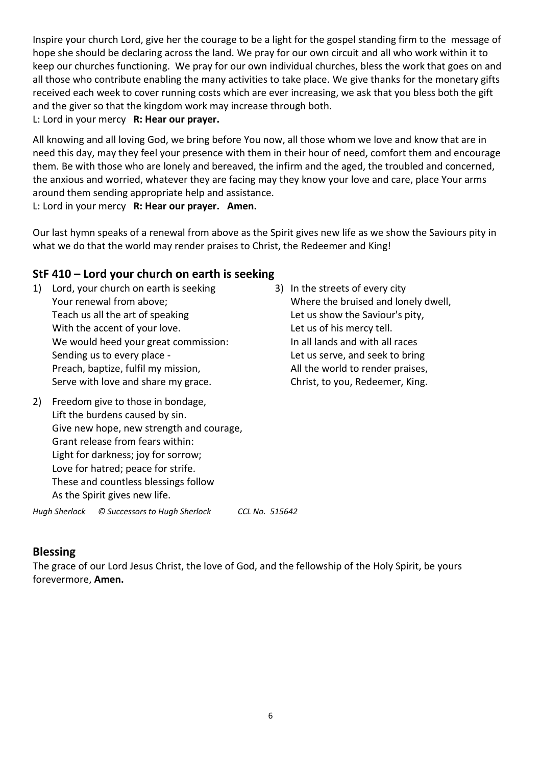Inspire your church Lord, give her the courage to be a light for the gospel standing firm to the message of hope she should be declaring across the land. We pray for our own circuit and all who work within it to keep our churches functioning. We pray for our own individual churches, bless the work that goes on and all those who contribute enabling the many activities to take place. We give thanks for the monetary gifts received each week to cover running costs which are ever increasing, we ask that you bless both the gift and the giver so that the kingdom work may increase through both.
L: Lord in your mercy **R: Hear our prayer.**

All knowing and all loving God, we bring before You now, all those whom we love and know that are in need this day, may they feel your presence with them in their hour of need, comfort them and encourage them. Be with those who are lonely and bereaved, the infirm and the aged, the troubled and concerned, the anxious and worried, whatever they are facing may they know your love and care, place Your arms around them sending appropriate help and assistance.
L: Lord in your mercy **R: Hear our prayer. Amen.**

Our last hymn speaks of a renewal from above as the Spirit gives new life as we show the Saviours pity in what we do that the world may render praises to Christ, the Redeemer and King!

## StF 410 – Lord your church on earth is seeking

1) Lord, your church on earth is seeking
Your renewal from above;
Teach us all the art of speaking
With the accent of your love.
We would heed your great commission:
Sending us to every place -
Preach, baptize, fulfil my mission,
Serve with love and share my grace.

2) Freedom give to those in bondage,
Lift the burdens caused by sin.
Give new hope, new strength and courage,
Grant release from fears within:
Light for darkness; joy for sorrow;
Love for hatred; peace for strife.
These and countless blessings follow
As the Spirit gives new life.

3) In the streets of every city
Where the bruised and lonely dwell,
Let us show the Saviour's pity,
Let us of his mercy tell.
In all lands and with all races
Let us serve, and seek to bring
All the world to render praises,
Christ, to you, Redeemer, King.

*Hugh Sherlock © Successors to Hugh Sherlock CCL No. 515642*

## Blessing

The grace of our Lord Jesus Christ, the love of God, and the fellowship of the Holy Spirit, be yours forevermore, **Amen.**